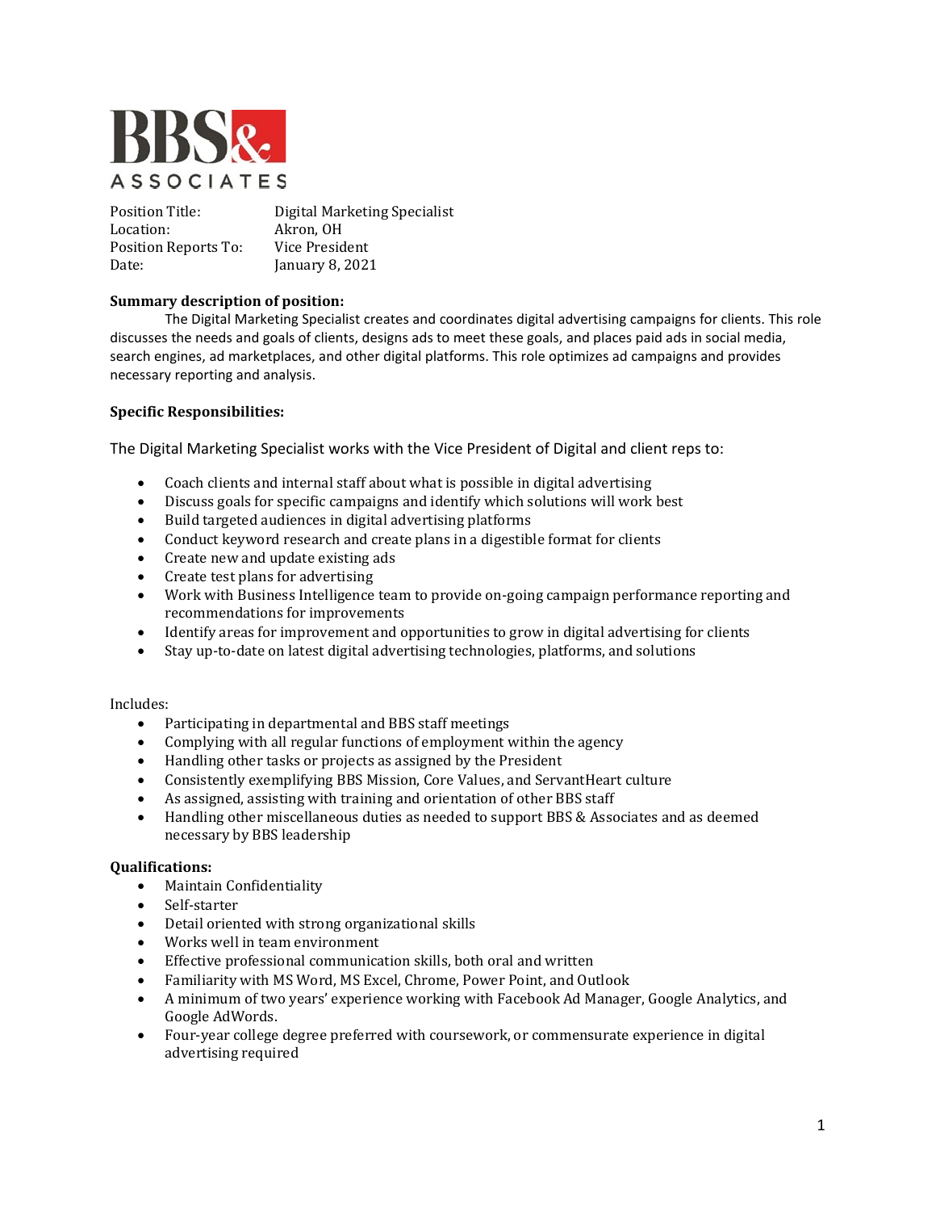BBS& ASSOCIATES

| | |
|---|---|
| Position Title: | Digital Marketing Specialist |
| Location: | Akron, OH |
| Position Reports To: | Vice President |
| Date: | January 8, 2021 |

**Summary description of position:**

The Digital Marketing Specialist creates and coordinates digital advertising campaigns for clients. This role discusses the needs and goals of clients, designs ads to meet these goals, and places paid ads in social media, search engines, ad marketplaces, and other digital platforms. This role optimizes ad campaigns and provides necessary reporting and analysis.

**Specific Responsibilities:**

The Digital Marketing Specialist works with the Vice President of Digital and client reps to:

- Coach clients and internal staff about what is possible in digital advertising
- Discuss goals for specific campaigns and identify which solutions will work best
- Build targeted audiences in digital advertising platforms
- Conduct keyword research and create plans in a digestible format for clients
- Create new and update existing ads
- Create test plans for advertising
- Work with Business Intelligence team to provide on-going campaign performance reporting and recommendations for improvements
- Identify areas for improvement and opportunities to grow in digital advertising for clients
- Stay up-to-date on latest digital advertising technologies, platforms, and solutions

Includes:

- Participating in departmental and BBS staff meetings
- Complying with all regular functions of employment within the agency
- Handling other tasks or projects as assigned by the President
- Consistently exemplifying BBS Mission, Core Values, and ServantHeart culture
- As assigned, assisting with training and orientation of other BBS staff
- Handling other miscellaneous duties as needed to support BBS & Associates and as deemed necessary by BBS leadership

**Qualifications:**

- Maintain Confidentiality
- Self-starter
- Detail oriented with strong organizational skills
- Works well in team environment
- Effective professional communication skills, both oral and written
- Familiarity with MS Word, MS Excel, Chrome, Power Point, and Outlook
- A minimum of two years' experience working with Facebook Ad Manager, Google Analytics, and Google AdWords.
- Four-year college degree preferred with coursework, or commensurate experience in digital advertising required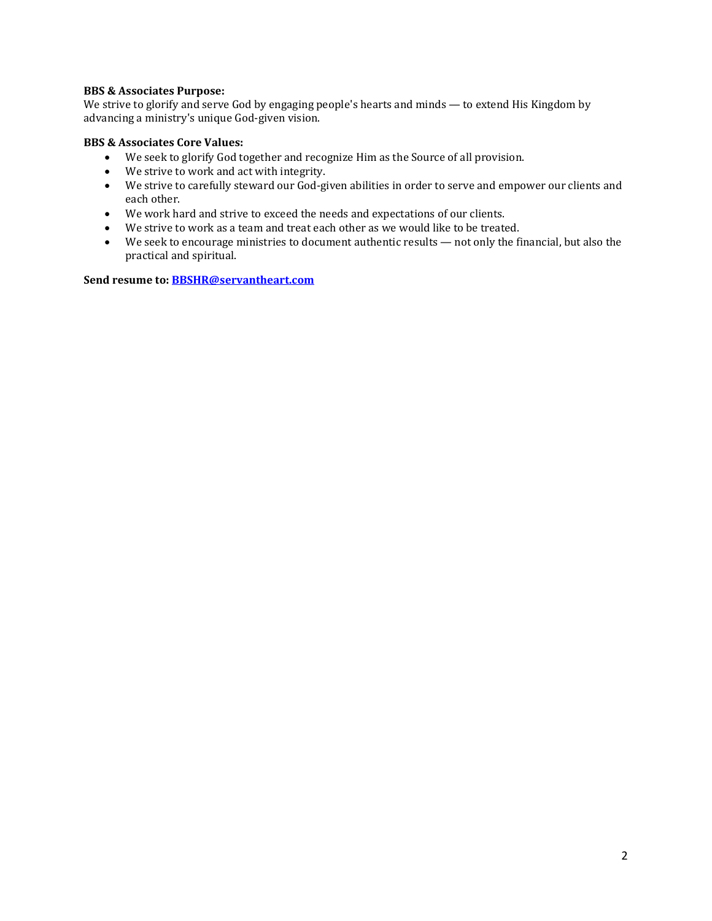**BBS & Associates Purpose:**
We strive to glorify and serve God by engaging people's hearts and minds — to extend His Kingdom by advancing a ministry's unique God-given vision.

**BBS & Associates Core Values:**

- We seek to glorify God together and recognize Him as the Source of all provision.
- We strive to work and act with integrity.
- We strive to carefully steward our God-given abilities in order to serve and empower our clients and each other.
- We work hard and strive to exceed the needs and expectations of our clients.
- We strive to work as a team and treat each other as we would like to be treated.
- We seek to encourage ministries to document authentic results — not only the financial, but also the practical and spiritual.

**Send resume to: BBSHR@servantheart.com**